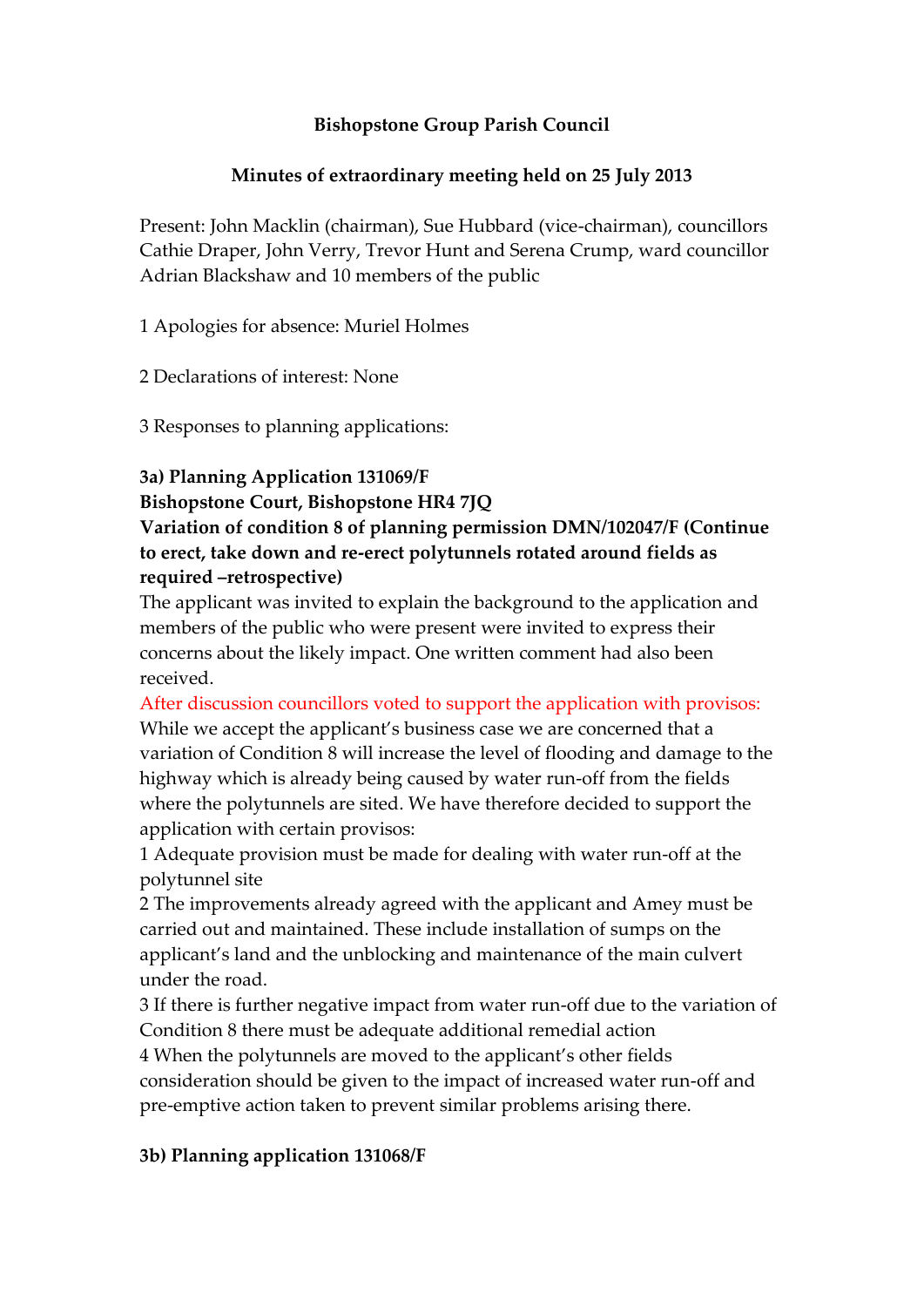**Bishopstone Group Parish Council**

**Minutes of extraordinary meeting held on 25 July 2013**

Present: John Macklin (chairman), Sue Hubbard (vice-chairman), councillors Cathie Draper, John Verry, Trevor Hunt and Serena Crump, ward councillor Adrian Blackshaw and 10 members of the public

1 Apologies for absence: Muriel Holmes

2 Declarations of interest: None

3 Responses to planning applications:

**3a) Planning Application 131069/F**
**Bishopstone Court, Bishopstone HR4 7JQ**
**Variation of condition 8 of planning permission DMN/102047/F (Continue to erect, take down and re-erect polytunnels rotated around fields as required –retrospective)**

The applicant was invited to explain the background to the application and members of the public who were present were invited to express their concerns about the likely impact. One written comment had also been received.

After discussion councillors voted to support the application with provisos:

While we accept the applicant's business case we are concerned that a variation of Condition 8 will increase the level of flooding and damage to the highway which is already being caused by water run-off from the fields where the polytunnels are sited. We have therefore decided to support the application with certain provisos:

1 Adequate provision must be made for dealing with water run-off at the polytunnel site

2 The improvements already agreed with the applicant and Amey must be carried out and maintained. These include installation of sumps on the applicant's land and the unblocking and maintenance of the main culvert under the road.

3 If there is further negative impact from water run-off due to the variation of Condition 8 there must be adequate additional remedial action

4 When the polytunnels are moved to the applicant's other fields consideration should be given to the impact of increased water run-off and pre-emptive action taken to prevent similar problems arising there.

**3b) Planning application 131068/F**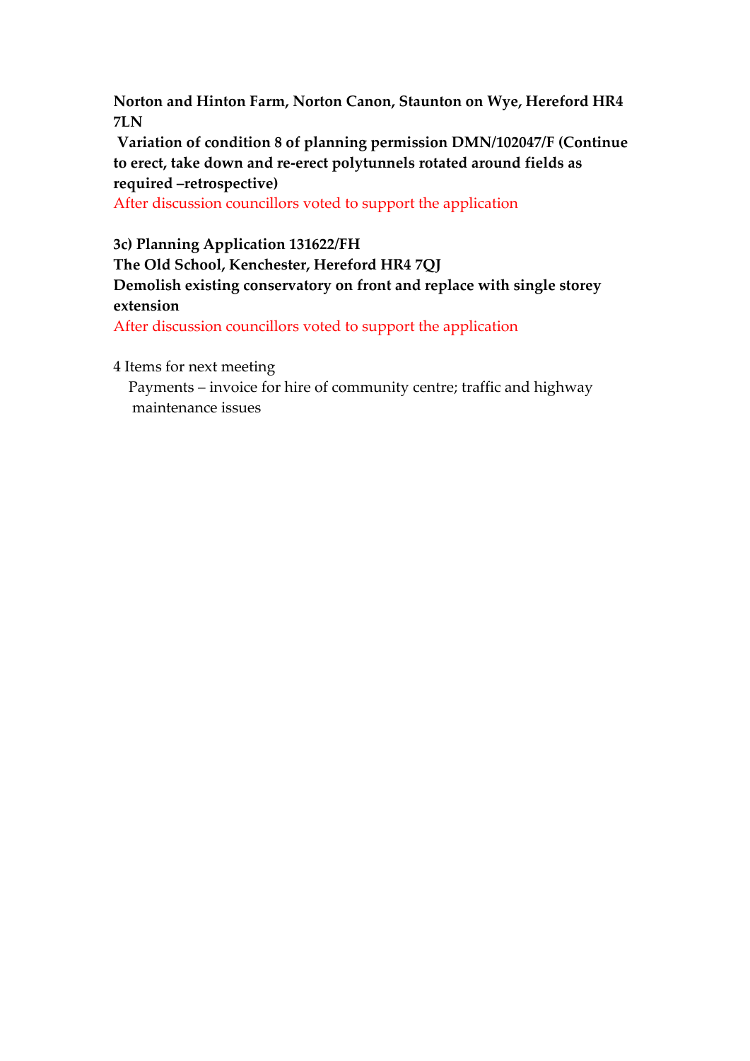**Norton and Hinton Farm, Norton Canon, Staunton on Wye, Hereford HR4 7LN**

**Variation of condition 8 of planning permission DMN/102047/F (Continue to erect, take down and re-erect polytunnels rotated around fields as required –retrospective)**

After discussion councillors voted to support the application

**3c) Planning Application 131622/FH**

**The Old School, Kenchester, Hereford HR4 7QJ**

**Demolish existing conservatory on front and replace with single storey extension**

After discussion councillors voted to support the application

4 Items for next meeting

Payments – invoice for hire of community centre; traffic and highway maintenance issues